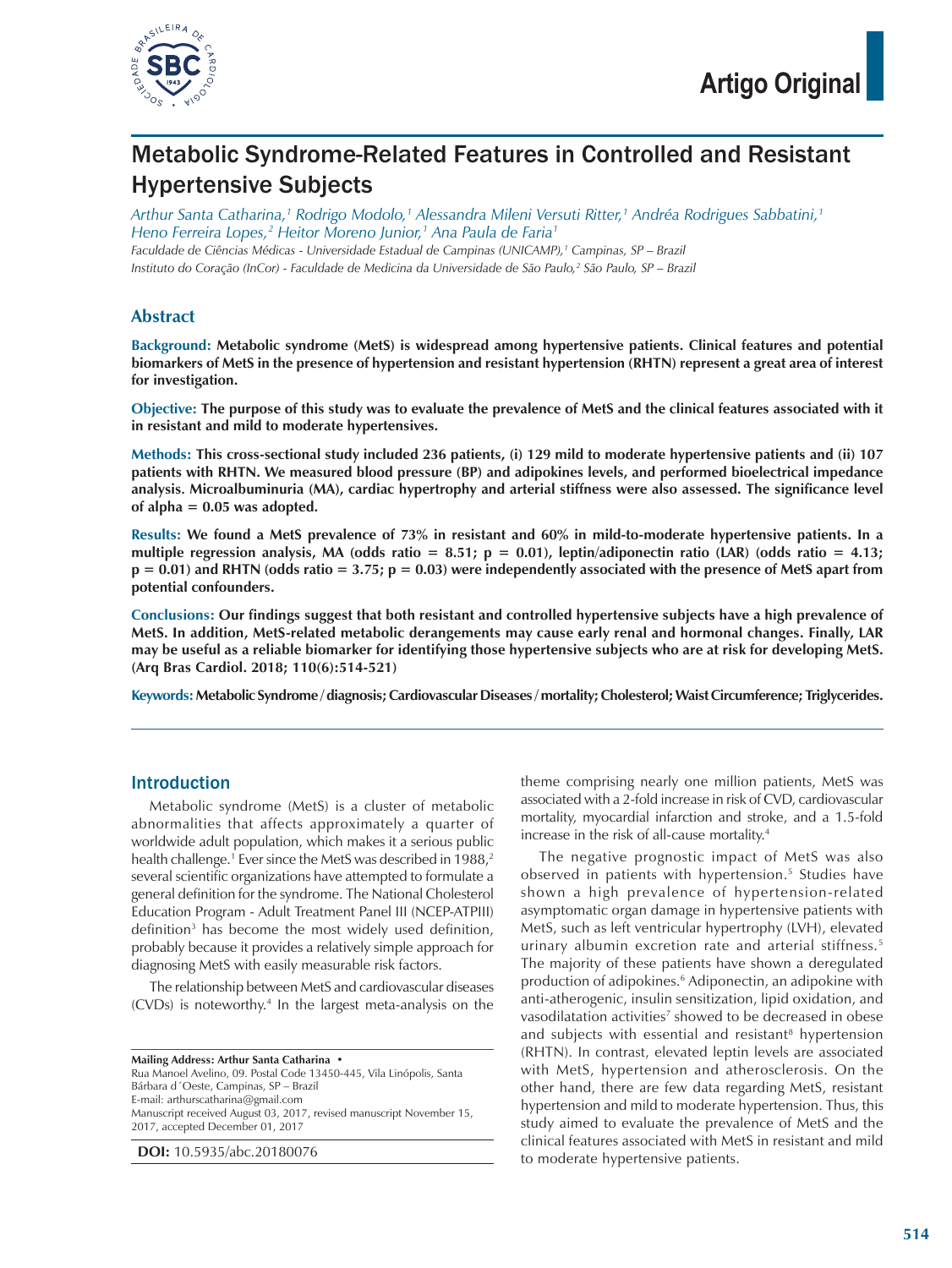Artigo Original

# Metabolic Syndrome-Related Features in Controlled and Resistant Hypertensive Subjects

*Arthur Santa Catharina,[1] Rodrigo Modolo,[1] Alessandra Mileni Versuti Ritter,[1] Andréa Rodrigues Sabbatini,[1] Heno Ferreira Lopes,[2] Heitor Moreno Junior,[1] Ana Paula de Faria[1]*

*Faculdade de Ciências Médicas - Universidade Estadual de Campinas (UNICAMP),[1] Campinas, SP – Brazil*
*Instituto do Coração (InCor) - Faculdade de Medicina da Universidade de São Paulo,[2] São Paulo, SP – Brazil*

## Abstract

**Background: Metabolic syndrome (MetS) is widespread among hypertensive patients. Clinical features and potential biomarkers of MetS in the presence of hypertension and resistant hypertension (RHTN) represent a great area of interest for investigation.**

**Objective: The purpose of this study was to evaluate the prevalence of MetS and the clinical features associated with it in resistant and mild to moderate hypertensives.**

**Methods: This cross-sectional study included 236 patients, (i) 129 mild to moderate hypertensive patients and (ii) 107 patients with RHTN. We measured blood pressure (BP) and adipokines levels, and performed bioelectrical impedance analysis. Microalbuminuria (MA), cardiac hypertrophy and arterial stiffness were also assessed. The significance level of alpha = 0.05 was adopted.**

**Results: We found a MetS prevalence of 73% in resistant and 60% in mild-to-moderate hypertensive patients. In a multiple regression analysis, MA (odds ratio = 8.51; p = 0.01), leptin/adiponectin ratio (LAR) (odds ratio = 4.13; p = 0.01) and RHTN (odds ratio = 3.75; p = 0.03) were independently associated with the presence of MetS apart from potential confounders.**

**Conclusions: Our findings suggest that both resistant and controlled hypertensive subjects have a high prevalence of MetS. In addition, MetS-related metabolic derangements may cause early renal and hormonal changes. Finally, LAR may be useful as a reliable biomarker for identifying those hypertensive subjects who are at risk for developing MetS. (Arq Bras Cardiol. 2018; 110(6):514-521)**

**Keywords: Metabolic Syndrome / diagnosis; Cardiovascular Diseases / mortality; Cholesterol; Waist Circumference; Triglycerides.**

## Introduction

Metabolic syndrome (MetS) is a cluster of metabolic abnormalities that affects approximately a quarter of worldwide adult population, which makes it a serious public health challenge.[1] Ever since the MetS was described in 1988,[2] several scientific organizations have attempted to formulate a general definition for the syndrome. The National Cholesterol Education Program - Adult Treatment Panel III (NCEP-ATPIII) definition[3] has become the most widely used definition, probably because it provides a relatively simple approach for diagnosing MetS with easily measurable risk factors.

The relationship between MetS and cardiovascular diseases (CVDs) is noteworthy.[4] In the largest meta-analysis on the theme comprising nearly one million patients, MetS was associated with a 2-fold increase in risk of CVD, cardiovascular mortality, myocardial infarction and stroke, and a 1.5-fold increase in the risk of all-cause mortality.[4]

The negative prognostic impact of MetS was also observed in patients with hypertension.[5] Studies have shown a high prevalence of hypertension-related asymptomatic organ damage in hypertensive patients with MetS, such as left ventricular hypertrophy (LVH), elevated urinary albumin excretion rate and arterial stiffness.[5] The majority of these patients have shown a deregulated production of adipokines.[6] Adiponectin, an adipokine with anti-atherogenic, insulin sensitization, lipid oxidation, and vasodilatation activities[7] showed to be decreased in obese and subjects with essential and resistant[8] hypertension (RHTN). In contrast, elevated leptin levels are associated with MetS, hypertension and atherosclerosis. On the other hand, there are few data regarding MetS, resistant hypertension and mild to moderate hypertension. Thus, this study aimed to evaluate the prevalence of MetS and the clinical features associated with MetS in resistant and mild to moderate hypertensive patients.

**Mailing Address: Arthur Santa Catharina •**
Rua Manoel Avelino, 09. Postal Code 13450-445, Vila Linópolis, Santa Bárbara d´Oeste, Campinas, SP – Brazil
E-mail: arthurscatharina@gmail.com
Manuscript received August 03, 2017, revised manuscript November 15, 2017, accepted December 01, 2017

**DOI:** 10.5935/abc.20180076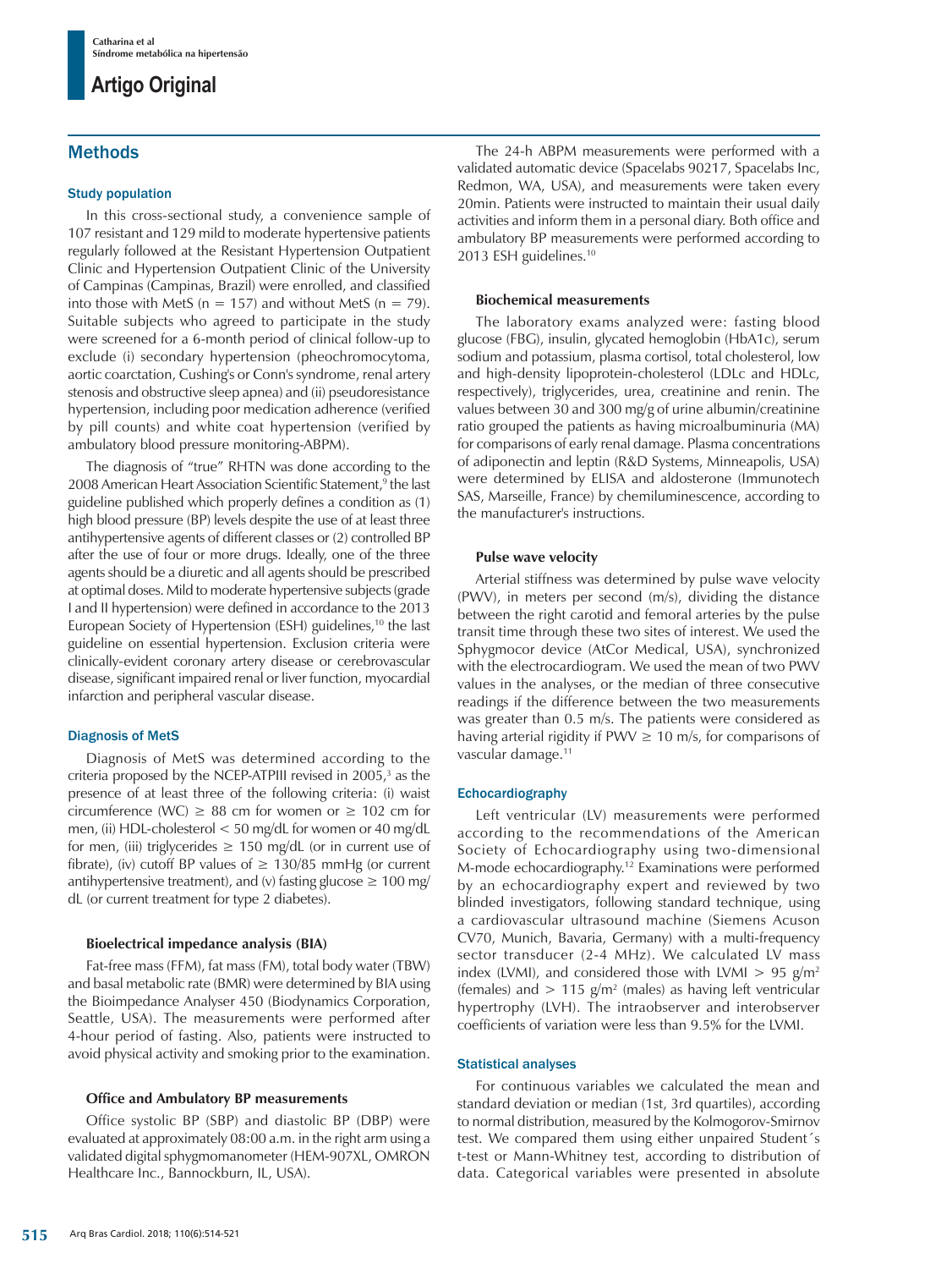## Methods

### Study population

In this cross-sectional study, a convenience sample of 107 resistant and 129 mild to moderate hypertensive patients regularly followed at the Resistant Hypertension Outpatient Clinic and Hypertension Outpatient Clinic of the University of Campinas (Campinas, Brazil) were enrolled, and classified into those with MetS (n = 157) and without MetS (n = 79). Suitable subjects who agreed to participate in the study were screened for a 6-month period of clinical follow-up to exclude (i) secondary hypertension (pheochromocytoma, aortic coarctation, Cushing's or Conn's syndrome, renal artery stenosis and obstructive sleep apnea) and (ii) pseudoresistance hypertension, including poor medication adherence (verified by pill counts) and white coat hypertension (verified by ambulatory blood pressure monitoring-ABPM).

The diagnosis of "true" RHTN was done according to the 2008 American Heart Association Scientific Statement,[9] the last guideline published which properly defines a condition as (1) high blood pressure (BP) levels despite the use of at least three antihypertensive agents of different classes or (2) controlled BP after the use of four or more drugs. Ideally, one of the three agents should be a diuretic and all agents should be prescribed at optimal doses. Mild to moderate hypertensive subjects (grade I and II hypertension) were defined in accordance to the 2013 European Society of Hypertension (ESH) guidelines,[10] the last guideline on essential hypertension. Exclusion criteria were clinically-evident coronary artery disease or cerebrovascular disease, significant impaired renal or liver function, myocardial infarction and peripheral vascular disease.

### Diagnosis of MetS

Diagnosis of MetS was determined according to the criteria proposed by the NCEP-ATPIII revised in 2005,[3] as the presence of at least three of the following criteria: (i) waist circumference (WC) ≥ 88 cm for women or ≥ 102 cm for men, (ii) HDL-cholesterol < 50 mg/dL for women or 40 mg/dL for men, (iii) triglycerides ≥ 150 mg/dL (or in current use of fibrate), (iv) cutoff BP values of ≥ 130/85 mmHg (or current antihypertensive treatment), and (v) fasting glucose ≥ 100 mg/dL (or current treatment for type 2 diabetes).

#### Bioelectrical impedance analysis (BIA)

Fat-free mass (FFM), fat mass (FM), total body water (TBW) and basal metabolic rate (BMR) were determined by BIA using the Bioimpedance Analyser 450 (Biodynamics Corporation, Seattle, USA). The measurements were performed after 4-hour period of fasting. Also, patients were instructed to avoid physical activity and smoking prior to the examination.

#### Office and Ambulatory BP measurements

Office systolic BP (SBP) and diastolic BP (DBP) were evaluated at approximately 08:00 a.m. in the right arm using a validated digital sphygmomanometer (HEM-907XL, OMRON Healthcare Inc., Bannockburn, IL, USA).

The 24-h ABPM measurements were performed with a validated automatic device (Spacelabs 90217, Spacelabs Inc, Redmon, WA, USA), and measurements were taken every 20min. Patients were instructed to maintain their usual daily activities and inform them in a personal diary. Both office and ambulatory BP measurements were performed according to 2013 ESH guidelines.[10]

#### Biochemical measurements

The laboratory exams analyzed were: fasting blood glucose (FBG), insulin, glycated hemoglobin (HbA1c), serum sodium and potassium, plasma cortisol, total cholesterol, low and high-density lipoprotein-cholesterol (LDLc and HDLc, respectively), triglycerides, urea, creatinine and renin. The values between 30 and 300 mg/g of urine albumin/creatinine ratio grouped the patients as having microalbuminuria (MA) for comparisons of early renal damage. Plasma concentrations of adiponectin and leptin (R&D Systems, Minneapolis, USA) were determined by ELISA and aldosterone (Immunotech SAS, Marseille, France) by chemiluminescence, according to the manufacturer's instructions.

#### Pulse wave velocity

Arterial stiffness was determined by pulse wave velocity (PWV), in meters per second (m/s), dividing the distance between the right carotid and femoral arteries by the pulse transit time through these two sites of interest. We used the Sphygmocor device (AtCor Medical, USA), synchronized with the electrocardiogram. We used the mean of two PWV values in the analyses, or the median of three consecutive readings if the difference between the two measurements was greater than 0.5 m/s. The patients were considered as having arterial rigidity if PWV ≥ 10 m/s, for comparisons of vascular damage.[11]

### Echocardiography

Left ventricular (LV) measurements were performed according to the recommendations of the American Society of Echocardiography using two-dimensional M-mode echocardiography.[12] Examinations were performed by an echocardiography expert and reviewed by two blinded investigators, following standard technique, using a cardiovascular ultrasound machine (Siemens Acuson CV70, Munich, Bavaria, Germany) with a multi-frequency sector transducer (2-4 MHz). We calculated LV mass index (LVMI), and considered those with LVMI > 95 g/m$^2$ (females) and > 115 g/m$^2$ (males) as having left ventricular hypertrophy (LVH). The intraobserver and interobserver coefficients of variation were less than 9.5% for the LVMI.

### Statistical analyses

For continuous variables we calculated the mean and standard deviation or median (1st, 3rd quartiles), according to normal distribution, measured by the Kolmogorov-Smirnov test. We compared them using either unpaired Student´s t-test or Mann-Whitney test, according to distribution of data. Categorical variables were presented in absolute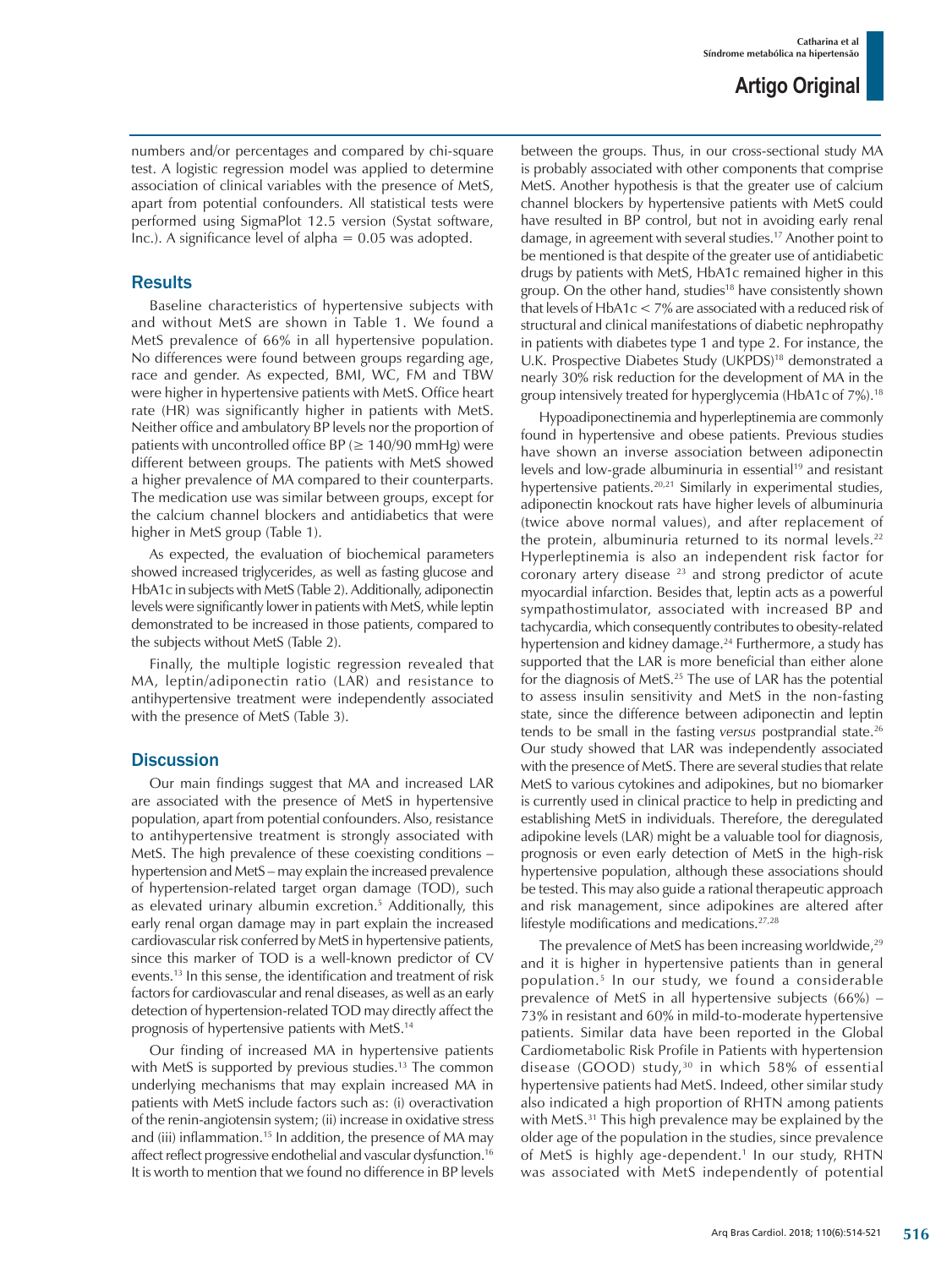numbers and/or percentages and compared by chi-square test. A logistic regression model was applied to determine association of clinical variables with the presence of MetS, apart from potential confounders. All statistical tests were performed using SigmaPlot 12.5 version (Systat software, Inc.). A significance level of alpha = 0.05 was adopted.

## Results

Baseline characteristics of hypertensive subjects with and without MetS are shown in Table 1. We found a MetS prevalence of 66% in all hypertensive population. No differences were found between groups regarding age, race and gender. As expected, BMI, WC, FM and TBW were higher in hypertensive patients with MetS. Office heart rate (HR) was significantly higher in patients with MetS. Neither office and ambulatory BP levels nor the proportion of patients with uncontrolled office BP (≥ 140/90 mmHg) were different between groups. The patients with MetS showed a higher prevalence of MA compared to their counterparts. The medication use was similar between groups, except for the calcium channel blockers and antidiabetics that were higher in MetS group (Table 1).

As expected, the evaluation of biochemical parameters showed increased triglycerides, as well as fasting glucose and HbA1c in subjects with MetS (Table 2). Additionally, adiponectin levels were significantly lower in patients with MetS, while leptin demonstrated to be increased in those patients, compared to the subjects without MetS (Table 2).

Finally, the multiple logistic regression revealed that MA, leptin/adiponectin ratio (LAR) and resistance to antihypertensive treatment were independently associated with the presence of MetS (Table 3).

## Discussion

Our main findings suggest that MA and increased LAR are associated with the presence of MetS in hypertensive population, apart from potential confounders. Also, resistance to antihypertensive treatment is strongly associated with MetS. The high prevalence of these coexisting conditions – hypertension and MetS – may explain the increased prevalence of hypertension-related target organ damage (TOD), such as elevated urinary albumin excretion.[5] Additionally, this early renal organ damage may in part explain the increased cardiovascular risk conferred by MetS in hypertensive patients, since this marker of TOD is a well-known predictor of CV events.[13] In this sense, the identification and treatment of risk factors for cardiovascular and renal diseases, as well as an early detection of hypertension-related TOD may directly affect the prognosis of hypertensive patients with MetS.[14]

Our finding of increased MA in hypertensive patients with MetS is supported by previous studies.[13] The common underlying mechanisms that may explain increased MA in patients with MetS include factors such as: (i) overactivation of the renin-angiotensin system; (ii) increase in oxidative stress and (iii) inflammation.[15] In addition, the presence of MA may affect reflect progressive endothelial and vascular dysfunction.[16] It is worth to mention that we found no difference in BP levels between the groups. Thus, in our cross-sectional study MA is probably associated with other components that comprise MetS. Another hypothesis is that the greater use of calcium channel blockers by hypertensive patients with MetS could have resulted in BP control, but not in avoiding early renal damage, in agreement with several studies.[17] Another point to be mentioned is that despite of the greater use of antidiabetic drugs by patients with MetS, HbA1c remained higher in this group. On the other hand, studies[18] have consistently shown that levels of HbA1c < 7% are associated with a reduced risk of structural and clinical manifestations of diabetic nephropathy in patients with diabetes type 1 and type 2. For instance, the U.K. Prospective Diabetes Study (UKPDS)[18] demonstrated a nearly 30% risk reduction for the development of MA in the group intensively treated for hyperglycemia (HbA1c of 7%).[18]

Hypoadiponectinemia and hyperleptinemia are commonly found in hypertensive and obese patients. Previous studies have shown an inverse association between adiponectin levels and low-grade albuminuria in essential[19] and resistant hypertensive patients.[20,21] Similarly in experimental studies, adiponectin knockout rats have higher levels of albuminuria (twice above normal values), and after replacement of the protein, albuminuria returned to its normal levels.[22] Hyperleptinemia is also an independent risk factor for coronary artery disease [23] and strong predictor of acute myocardial infarction. Besides that, leptin acts as a powerful sympathostimulator, associated with increased BP and tachycardia, which consequently contributes to obesity-related hypertension and kidney damage.[24] Furthermore, a study has supported that the LAR is more beneficial than either alone for the diagnosis of MetS.[25] The use of LAR has the potential to assess insulin sensitivity and MetS in the non-fasting state, since the difference between adiponectin and leptin tends to be small in the fasting *versus* postprandial state.[26] Our study showed that LAR was independently associated with the presence of MetS. There are several studies that relate MetS to various cytokines and adipokines, but no biomarker is currently used in clinical practice to help in predicting and establishing MetS in individuals. Therefore, the deregulated adipokine levels (LAR) might be a valuable tool for diagnosis, prognosis or even early detection of MetS in the high-risk hypertensive population, although these associations should be tested. This may also guide a rational therapeutic approach and risk management, since adipokines are altered after lifestyle modifications and medications.[27,28]

The prevalence of MetS has been increasing worldwide,[29] and it is higher in hypertensive patients than in general population.[5] In our study, we found a considerable prevalence of MetS in all hypertensive subjects (66%) – 73% in resistant and 60% in mild-to-moderate hypertensive patients. Similar data have been reported in the Global Cardiometabolic Risk Profile in Patients with hypertension disease (GOOD) study,[30] in which 58% of essential hypertensive patients had MetS. Indeed, other similar study also indicated a high proportion of RHTN among patients with MetS.[31] This high prevalence may be explained by the older age of the population in the studies, since prevalence of MetS is highly age-dependent.[1] In our study, RHTN was associated with MetS independently of potential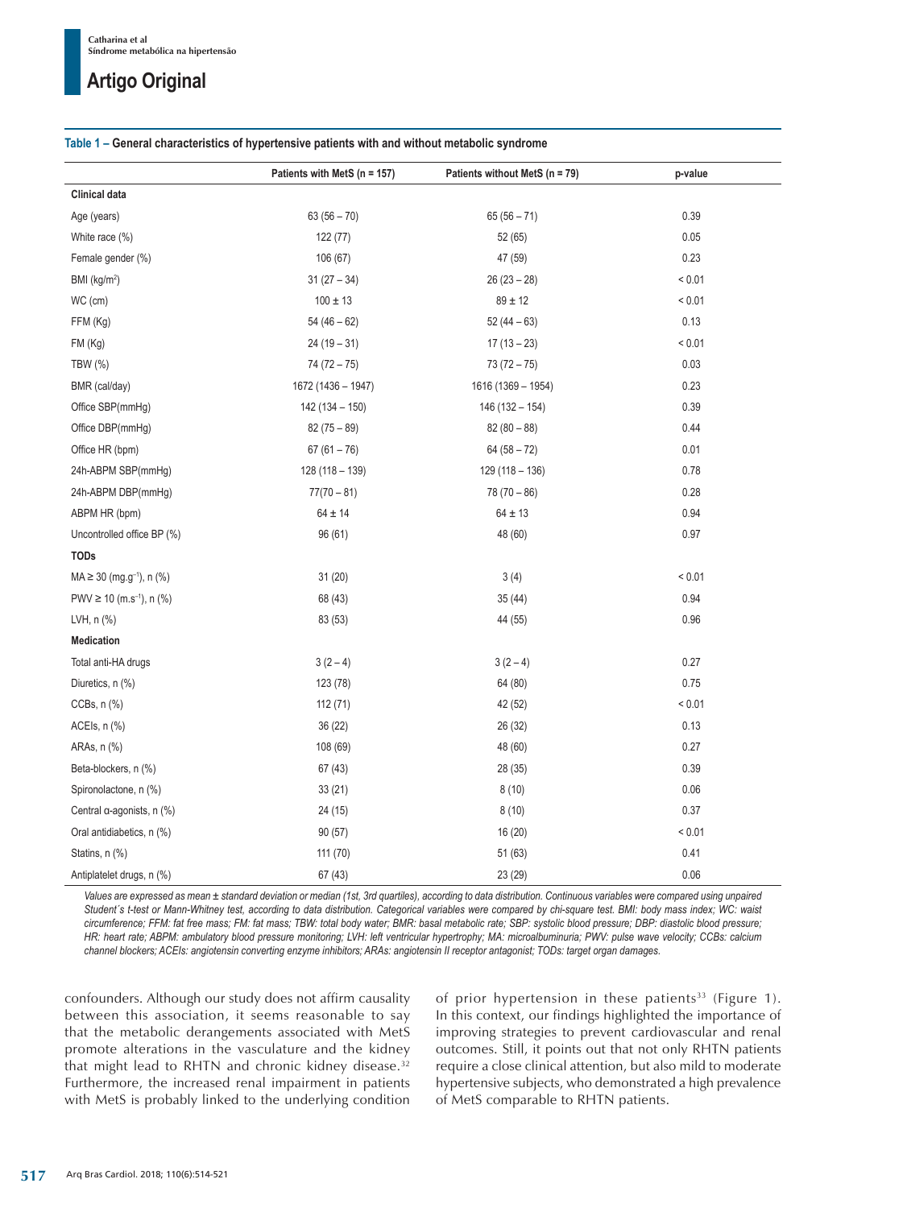**Table 1 – General characteristics of hypertensive patients with and without metabolic syndrome**

| | Patients with MetS (n = 157) | Patients without MetS (n = 79) | p-value |
|---|---|---|---|
| **Clinical data** | | | |
| Age (years) | 63 (56 – 70) | 65 (56 – 71) | 0.39 |
| White race (%) | 122 (77) | 52 (65) | 0.05 |
| Female gender (%) | 106 (67) | 47 (59) | 0.23 |
| BMI ($kg/m^2$) | 31 (27 – 34) | 26 (23 – 28) | < 0.01 |
| WC (cm) | 100 ± 13 | 89 ± 12 | < 0.01 |
| FFM (Kg) | 54 (46 – 62) | 52 (44 – 63) | 0.13 |
| FM (Kg) | 24 (19 – 31) | 17 (13 – 23) | < 0.01 |
| TBW (%) | 74 (72 – 75) | 73 (72 – 75) | 0.03 |
| BMR (cal/day) | 1672 (1436 – 1947) | 1616 (1369 – 1954) | 0.23 |
| Office SBP(mmHg) | 142 (134 – 150) | 146 (132 – 154) | 0.39 |
| Office DBP(mmHg) | 82 (75 – 89) | 82 (80 – 88) | 0.44 |
| Office HR (bpm) | 67 (61 – 76) | 64 (58 – 72) | 0.01 |
| 24h-ABPM SBP(mmHg) | 128 (118 – 139) | 129 (118 – 136) | 0.78 |
| 24h-ABPM DBP(mmHg) | 77(70 – 81) | 78 (70 – 86) | 0.28 |
| ABPM HR (bpm) | 64 ± 14 | 64 ± 13 | 0.94 |
| Uncontrolled office BP (%) | 96 (61) | 48 (60) | 0.97 |
| **TODs** | | | |
| MA ≥ 30 ($mg.g^{-1}$), n (%) | 31 (20) | 3 (4) | < 0.01 |
| PWV ≥ 10 ($m.s^{-1}$), n (%) | 68 (43) | 35 (44) | 0.94 |
| LVH, n (%) | 83 (53) | 44 (55) | 0.96 |
| **Medication** | | | |
| Total anti-HA drugs | 3 (2 – 4) | 3 (2 – 4) | 0.27 |
| Diuretics, n (%) | 123 (78) | 64 (80) | 0.75 |
| CCBs, n (%) | 112 (71) | 42 (52) | < 0.01 |
| ACEIs, n (%) | 36 (22) | 26 (32) | 0.13 |
| ARAs, n (%) | 108 (69) | 48 (60) | 0.27 |
| Beta-blockers, n (%) | 67 (43) | 28 (35) | 0.39 |
| Spironolactone, n (%) | 33 (21) | 8 (10) | 0.06 |
| Central α-agonists, n (%) | 24 (15) | 8 (10) | 0.37 |
| Oral antidiabetics, n (%) | 90 (57) | 16 (20) | < 0.01 |
| Statins, n (%) | 111 (70) | 51 (63) | 0.41 |
| Antiplatelet drugs, n (%) | 67 (43) | 23 (29) | 0.06 |

*Values are expressed as mean ± standard deviation or median (1st, 3rd quartiles), according to data distribution. Continuous variables were compared using unpaired Student´s t-test or Mann-Whitney test, according to data distribution. Categorical variables were compared by chi-square test. BMI: body mass index; WC: waist circumference; FFM: fat free mass; FM: fat mass; TBW: total body water; BMR: basal metabolic rate; SBP: systolic blood pressure; DBP: diastolic blood pressure; HR: heart rate; ABPM: ambulatory blood pressure monitoring; LVH: left ventricular hypertrophy; MA: microalbuminuria; PWV: pulse wave velocity; CCBs: calcium channel blockers; ACEIs: angiotensin converting enzyme inhibitors; ARAs: angiotensin II receptor antagonist; TODs: target organ damages.*

confounders. Although our study does not affirm causality between this association, it seems reasonable to say that the metabolic derangements associated with MetS promote alterations in the vasculature and the kidney that might lead to RHTN and chronic kidney disease.[32] Furthermore, the increased renal impairment in patients with MetS is probably linked to the underlying condition of prior hypertension in these patients[33] (Figure 1). In this context, our findings highlighted the importance of improving strategies to prevent cardiovascular and renal outcomes. Still, it points out that not only RHTN patients require a close clinical attention, but also mild to moderate hypertensive subjects, who demonstrated a high prevalence of MetS comparable to RHTN patients.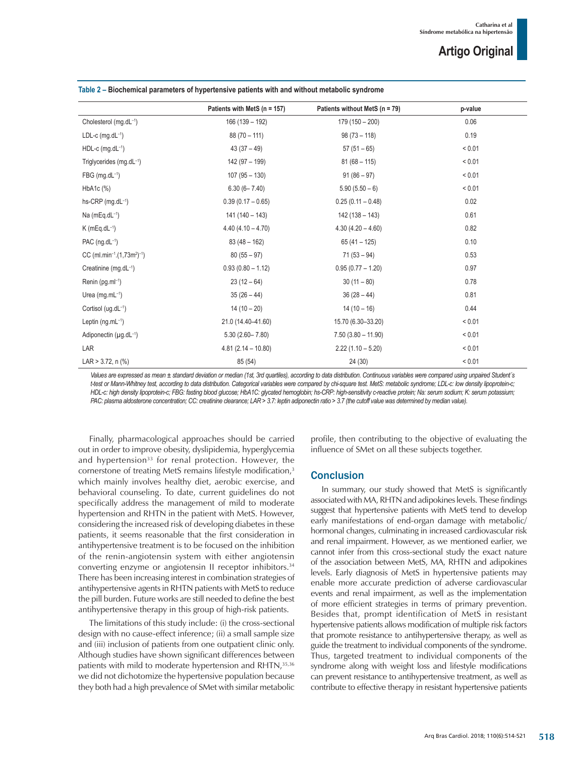**Table 2 – Biochemical parameters of hypertensive patients with and without metabolic syndrome**

| | Patients with MetS (n = 157) | Patients without MetS (n = 79) | p-value |
|---|---|---|---|
| Cholesterol (mg.dL$^{-1}$) | 166 (139 – 192) | 179 (150 – 200) | 0.06 |
| LDL-c (mg.dL$^{-1}$) | 88 (70 – 111) | 98 (73 – 118) | 0.19 |
| HDL-c (mg.dL$^{-1}$) | 43 (37 – 49) | 57 (51 – 65) | < 0.01 |
| Triglycerides (mg.dL$^{-1}$) | 142 (97 – 199) | 81 (68 – 115) | < 0.01 |
| FBG (mg.dL$^{-1}$) | 107 (95 – 130) | 91 (86 – 97) | < 0.01 |
| HbA1c (%) | 6.30 (6– 7.40) | 5.90 (5.50 – 6) | < 0.01 |
| hs-CRP (mg.dL$^{-1}$) | 0.39 (0.17 – 0.65) | 0.25 (0.11 – 0.48) | 0.02 |
| Na (mEq.dL$^{-1}$) | 141 (140 – 143) | 142 (138 – 143) | 0.61 |
| K (mEq.dL$^{-1}$) | 4.40 (4.10 – 4.70) | 4.30 (4.20 – 4.60) | 0.82 |
| PAC (ng.dL$^{-1}$) | 83 (48 – 162) | 65 (41 – 125) | 0.10 |
| CC (ml.min$^{-1}$.(1,73m$^2$)$^{-1}$) | 80 (55 – 97) | 71 (53 – 94) | 0.53 |
| Creatinine (mg.dL$^{-1}$) | 0.93 (0.80 – 1.12) | 0.95 (0.77 – 1.20) | 0.97 |
| Renin (pg.ml$^{-1}$) | 23 (12 – 64) | 30 (11 – 80) | 0.78 |
| Urea (mg.mL$^{-1}$) | 35 (26 – 44) | 36 (28 – 44) | 0.81 |
| Cortisol (ug.dL$^{-1}$) | 14 (10 – 20) | 14 (10 – 16) | 0.44 |
| Leptin (ng.mL$^{-1}$) | 21.0 (14.40–41.60) | 15.70 (6.30–33.20) | < 0.01 |
| Adiponectin (µg.dL$^{-1}$) | 5.30 (2.60– 7.80) | 7.50 (3.80 – 11.90) | < 0.01 |
| LAR | 4.81 (2.14 – 10.80) | 2.22 (1.10 – 5.20) | < 0.01 |
| LAR > 3.72, n (%) | 85 (54) | 24 (30) | < 0.01 |

*Values are expressed as mean ± standard deviation or median (1st, 3rd quartiles), according to data distribution. Continuous variables were compared using unpaired Student´s t-test or Mann-Whitney test, according to data distribution. Categorical variables were compared by chi-square test. MetS: metabolic syndrome; LDL-c: low density lipoprotein-c; HDL-c: high density lipoprotein-c; FBG: fasting blood glucose; HbA1C: glycated hemoglobin; hs-CRP: high-sensitivity c-reactive protein; Na: serum sodium; K: serum potassium; PAC: plasma aldosterone concentration; CC: creatinine clearance; LAR > 3.7: leptin adiponectin ratio > 3.7 (the cutoff value was determined by median value).*

Finally, pharmacological approaches should be carried out in order to improve obesity, dyslipidemia, hyperglycemia and hypertension[33] for renal protection. However, the cornerstone of treating MetS remains lifestyle modification,[3] which mainly involves healthy diet, aerobic exercise, and behavioral counseling. To date, current guidelines do not specifically address the management of mild to moderate hypertension and RHTN in the patient with MetS. However, considering the increased risk of developing diabetes in these patients, it seems reasonable that the first consideration in antihypertensive treatment is to be focused on the inhibition of the renin-angiotensin system with either angiotensin converting enzyme or angiotensin II receptor inhibitors.[34] There has been increasing interest in combination strategies of antihypertensive agents in RHTN patients with MetS to reduce the pill burden. Future works are still needed to define the best antihypertensive therapy in this group of high-risk patients.

The limitations of this study include: (i) the cross-sectional design with no cause-effect inference; (ii) a small sample size and (iii) inclusion of patients from one outpatient clinic only. Although studies have shown significant differences between patients with mild to moderate hypertension and RHTN,[35,36] we did not dichotomize the hypertensive population because they both had a high prevalence of SMet with similar metabolic profile, then contributing to the objective of evaluating the influence of SMet on all these subjects together.

## Conclusion

In summary, our study showed that MetS is significantly associated with MA, RHTN and adipokines levels. These findings suggest that hypertensive patients with MetS tend to develop early manifestations of end-organ damage with metabolic/hormonal changes, culminating in increased cardiovascular risk and renal impairment. However, as we mentioned earlier, we cannot infer from this cross-sectional study the exact nature of the association between MetS, MA, RHTN and adipokines levels. Early diagnosis of MetS in hypertensive patients may enable more accurate prediction of adverse cardiovascular events and renal impairment, as well as the implementation of more efficient strategies in terms of primary prevention. Besides that, prompt identification of MetS in resistant hypertensive patients allows modification of multiple risk factors that promote resistance to antihypertensive therapy, as well as guide the treatment to individual components of the syndrome. Thus, targeted treatment to individual components of the syndrome along with weight loss and lifestyle modifications can prevent resistance to antihypertensive treatment, as well as contribute to effective therapy in resistant hypertensive patients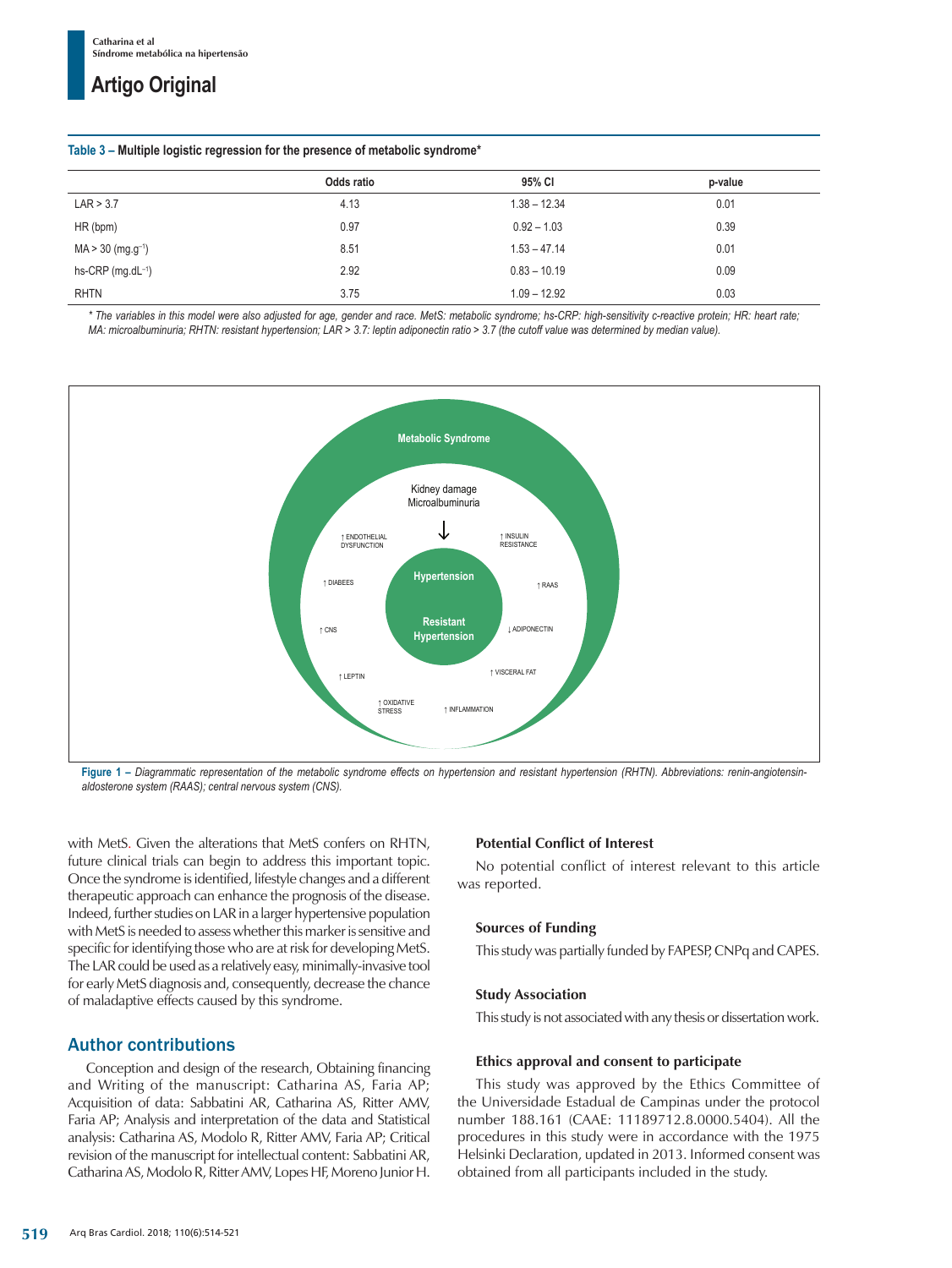**Table 3 – Multiple logistic regression for the presence of metabolic syndrome***

| | Odds ratio | 95% CI | p-value |
|---|---|---|---|
| LAR > 3.7 | 4.13 | 1.38 – 12.34 | 0.01 |
| HR (bpm) | 0.97 | 0.92 – 1.03 | 0.39 |
| MA > 30 ($mg.g^{-1}$) | 8.51 | 1.53 – 47.14 | 0.01 |
| hs-CRP ($mg.dL^{-1}$) | 2.92 | 0.83 – 10.19 | 0.09 |
| RHTN | 3.75 | 1.09 – 12.92 | 0.03 |

*\* The variables in this model were also adjusted for age, gender and race. MetS: metabolic syndrome; hs-CRP: high-sensitivity c-reactive protein; HR: heart rate; MA: microalbuminuria; RHTN: resistant hypertension; LAR > 3.7: leptin adiponectin ratio > 3.7 (the cutoff value was determined by median value).*

**Figure 1 –** *Diagrammatic representation of the metabolic syndrome effects on hypertension and resistant hypertension (RHTN). Abbreviations: renin-angiotensin-aldosterone system (RAAS); central nervous system (CNS).*

with MetS. Given the alterations that MetS confers on RHTN, future clinical trials can begin to address this important topic. Once the syndrome is identified, lifestyle changes and a different therapeutic approach can enhance the prognosis of the disease. Indeed, further studies on LAR in a larger hypertensive population with MetS is needed to assess whether this marker is sensitive and specific for identifying those who are at risk for developing MetS. The LAR could be used as a relatively easy, minimally-invasive tool for early MetS diagnosis and, consequently, decrease the chance of maladaptive effects caused by this syndrome.

## Author contributions

Conception and design of the research, Obtaining financing and Writing of the manuscript: Catharina AS, Faria AP; Acquisition of data: Sabbatini AR, Catharina AS, Ritter AMV, Faria AP; Analysis and interpretation of the data and Statistical analysis: Catharina AS, Modolo R, Ritter AMV, Faria AP; Critical revision of the manuscript for intellectual content: Sabbatini AR, Catharina AS, Modolo R, Ritter AMV, Lopes HF, Moreno Junior H.

### Potential Conflict of Interest

No potential conflict of interest relevant to this article was reported.

### Sources of Funding

This study was partially funded by FAPESP, CNPq and CAPES.

### Study Association

This study is not associated with any thesis or dissertation work.

### Ethics approval and consent to participate

This study was approved by the Ethics Committee of the Universidade Estadual de Campinas under the protocol number 188.161 (CAAE: 11189712.8.0000.5404). All the procedures in this study were in accordance with the 1975 Helsinki Declaration, updated in 2013. Informed consent was obtained from all participants included in the study.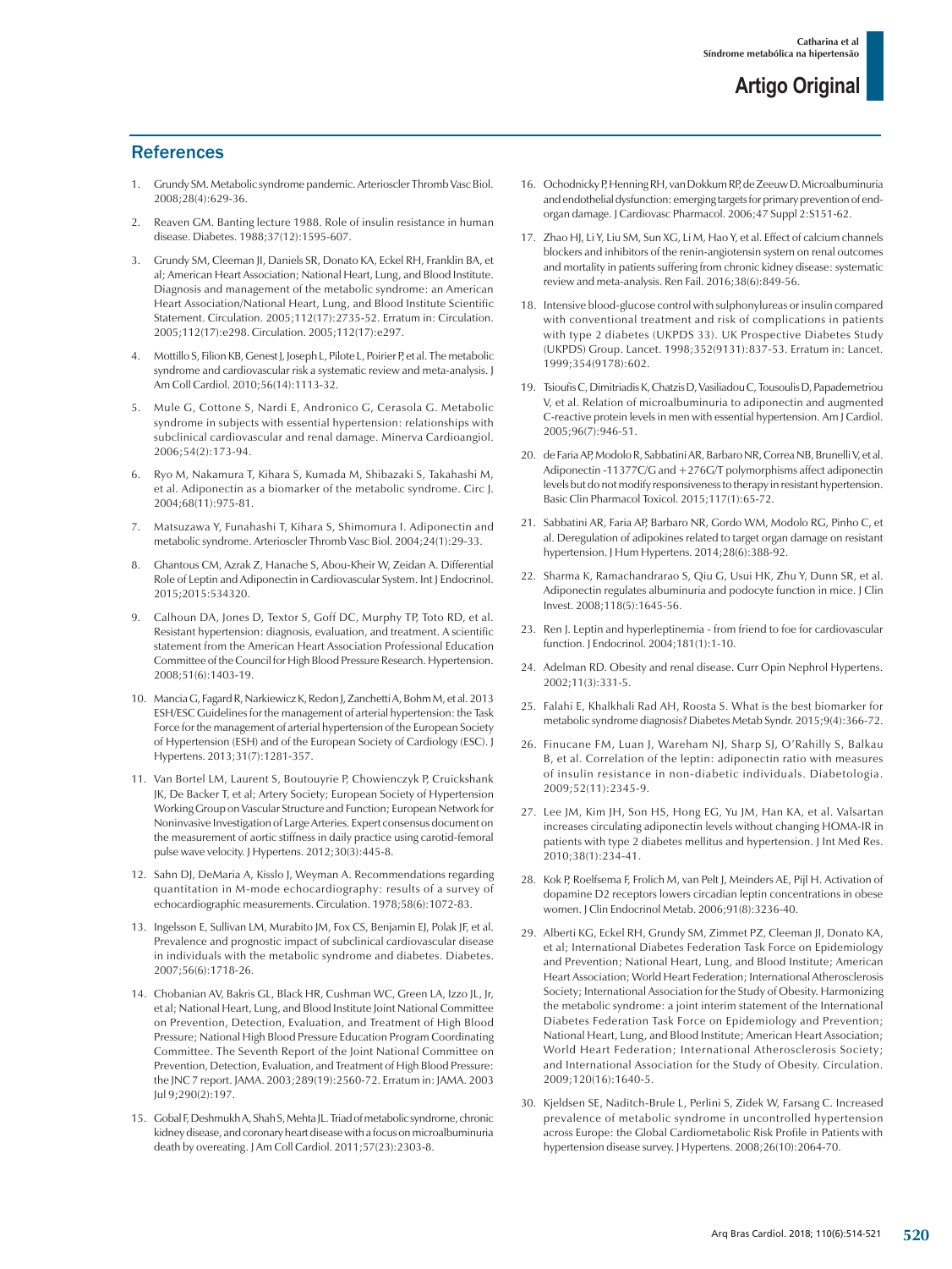## References

1. Grundy SM. Metabolic syndrome pandemic. Arterioscler Thromb Vasc Biol. 2008;28(4):629-36.

2. Reaven GM. Banting lecture 1988. Role of insulin resistance in human disease. Diabetes. 1988;37(12):1595-607.

3. Grundy SM, Cleeman JI, Daniels SR, Donato KA, Eckel RH, Franklin BA, et al; American Heart Association; National Heart, Lung, and Blood Institute. Diagnosis and management of the metabolic syndrome: an American Heart Association/National Heart, Lung, and Blood Institute Scientific Statement. Circulation. 2005;112(17):2735-52. Erratum in: Circulation. 2005;112(17):e298. Circulation. 2005;112(17):e297.

4. Mottillo S, Filion KB, Genest J, Joseph L, Pilote L, Poirier P, et al. The metabolic syndrome and cardiovascular risk a systematic review and meta-analysis. J Am Coll Cardiol. 2010;56(14):1113-32.

5. Mule G, Cottone S, Nardi E, Andronico G, Cerasola G. Metabolic syndrome in subjects with essential hypertension: relationships with subclinical cardiovascular and renal damage. Minerva Cardioangiol. 2006;54(2):173-94.

6. Ryo M, Nakamura T, Kihara S, Kumada M, Shibazaki S, Takahashi M, et al. Adiponectin as a biomarker of the metabolic syndrome. Circ J. 2004;68(11):975-81.

7. Matsuzawa Y, Funahashi T, Kihara S, Shimomura I. Adiponectin and metabolic syndrome. Arterioscler Thromb Vasc Biol. 2004;24(1):29-33.

8. Ghantous CM, Azrak Z, Hanache S, Abou-Kheir W, Zeidan A. Differential Role of Leptin and Adiponectin in Cardiovascular System. Int J Endocrinol. 2015;2015:534320.

9. Calhoun DA, Jones D, Textor S, Goff DC, Murphy TP, Toto RD, et al. Resistant hypertension: diagnosis, evaluation, and treatment. A scientific statement from the American Heart Association Professional Education Committee of the Council for High Blood Pressure Research. Hypertension. 2008;51(6):1403-19.

10. Mancia G, Fagard R, Narkiewicz K, Redon J, Zanchetti A, Bohm M, et al. 2013 ESH/ESC Guidelines for the management of arterial hypertension: the Task Force for the management of arterial hypertension of the European Society of Hypertension (ESH) and of the European Society of Cardiology (ESC). J Hypertens. 2013;31(7):1281-357.

11. Van Bortel LM, Laurent S, Boutouyrie P, Chowienczyk P, Cruickshank JK, De Backer T, et al; Artery Society; European Society of Hypertension Working Group on Vascular Structure and Function; European Network for Noninvasive Investigation of Large Arteries. Expert consensus document on the measurement of aortic stiffness in daily practice using carotid-femoral pulse wave velocity. J Hypertens. 2012;30(3):445-8.

12. Sahn DJ, DeMaria A, Kisslo J, Weyman A. Recommendations regarding quantitation in M-mode echocardiography: results of a survey of echocardiographic measurements. Circulation. 1978;58(6):1072-83.

13. Ingelsson E, Sullivan LM, Murabito JM, Fox CS, Benjamin EJ, Polak JF, et al. Prevalence and prognostic impact of subclinical cardiovascular disease in individuals with the metabolic syndrome and diabetes. Diabetes. 2007;56(6):1718-26.

14. Chobanian AV, Bakris GL, Black HR, Cushman WC, Green LA, Izzo JL, Jr, et al; National Heart, Lung, and Blood Institute Joint National Committee on Prevention, Detection, Evaluation, and Treatment of High Blood Pressure; National High Blood Pressure Education Program Coordinating Committee. The Seventh Report of the Joint National Committee on Prevention, Detection, Evaluation, and Treatment of High Blood Pressure: the JNC 7 report. JAMA. 2003;289(19):2560-72. Erratum in: JAMA. 2003 Jul 9;290(2):197.

15. Gobal F, Deshmukh A, Shah S, Mehta JL. Triad of metabolic syndrome, chronic kidney disease, and coronary heart disease with a focus on microalbuminuria death by overeating. J Am Coll Cardiol. 2011;57(23):2303-8.

16. Ochodnicky P, Henning RH, van Dokkum RP, de Zeeuw D. Microalbuminuria and endothelial dysfunction: emerging targets for primary prevention of end-organ damage. J Cardiovasc Pharmacol. 2006;47 Suppl 2:S151-62.

17. Zhao HJ, Li Y, Liu SM, Sun XG, Li M, Hao Y, et al. Effect of calcium channels blockers and inhibitors of the renin-angiotensin system on renal outcomes and mortality in patients suffering from chronic kidney disease: systematic review and meta-analysis. Ren Fail. 2016;38(6):849-56.

18. Intensive blood-glucose control with sulphonylureas or insulin compared with conventional treatment and risk of complications in patients with type 2 diabetes (UKPDS 33). UK Prospective Diabetes Study (UKPDS) Group. Lancet. 1998;352(9131):837-53. Erratum in: Lancet. 1999;354(9178):602.

19. Tsioufis C, Dimitriadis K, Chatzis D, Vasiliadou C, Tousoulis D, Papademetriou V, et al. Relation of microalbuminuria to adiponectin and augmented C-reactive protein levels in men with essential hypertension. Am J Cardiol. 2005;96(7):946-51.

20. de Faria AP, Modolo R, Sabbatini AR, Barbaro NR, Correa NB, Brunelli V, et al. Adiponectin -11377C/G and +276G/T polymorphisms affect adiponectin levels but do not modify responsiveness to therapy in resistant hypertension. Basic Clin Pharmacol Toxicol. 2015;117(1):65-72.

21. Sabbatini AR, Faria AP, Barbaro NR, Gordo WM, Modolo RG, Pinho C, et al. Deregulation of adipokines related to target organ damage on resistant hypertension. J Hum Hypertens. 2014;28(6):388-92.

22. Sharma K, Ramachandrarao S, Qiu G, Usui HK, Zhu Y, Dunn SR, et al. Adiponectin regulates albuminuria and podocyte function in mice. J Clin Invest. 2008;118(5):1645-56.

23. Ren J. Leptin and hyperleptinemia - from friend to foe for cardiovascular function. J Endocrinol. 2004;181(1):1-10.

24. Adelman RD. Obesity and renal disease. Curr Opin Nephrol Hypertens. 2002;11(3):331-5.

25. Falahi E, Khalkhali Rad AH, Roosta S. What is the best biomarker for metabolic syndrome diagnosis? Diabetes Metab Syndr. 2015;9(4):366-72.

26. Finucane FM, Luan J, Wareham NJ, Sharp SJ, O'Rahilly S, Balkau B, et al. Correlation of the leptin: adiponectin ratio with measures of insulin resistance in non-diabetic individuals. Diabetologia. 2009;52(11):2345-9.

27. Lee JM, Kim JH, Son HS, Hong EG, Yu JM, Han KA, et al. Valsartan increases circulating adiponectin levels without changing HOMA-IR in patients with type 2 diabetes mellitus and hypertension. J Int Med Res. 2010;38(1):234-41.

28. Kok P, Roelfsema F, Frolich M, van Pelt J, Meinders AE, Pijl H. Activation of dopamine D2 receptors lowers circadian leptin concentrations in obese women. J Clin Endocrinol Metab. 2006;91(8):3236-40.

29. Alberti KG, Eckel RH, Grundy SM, Zimmet PZ, Cleeman JI, Donato KA, et al; International Diabetes Federation Task Force on Epidemiology and Prevention; National Heart, Lung, and Blood Institute; American Heart Association; World Heart Federation; International Atherosclerosis Society; International Association for the Study of Obesity. Harmonizing the metabolic syndrome: a joint interim statement of the International Diabetes Federation Task Force on Epidemiology and Prevention; National Heart, Lung, and Blood Institute; American Heart Association; World Heart Federation; International Atherosclerosis Society; and International Association for the Study of Obesity. Circulation. 2009;120(16):1640-5.

30. Kjeldsen SE, Naditch-Brule L, Perlini S, Zidek W, Farsang C. Increased prevalence of metabolic syndrome in uncontrolled hypertension across Europe: the Global Cardiometabolic Risk Profile in Patients with hypertension disease survey. J Hypertens. 2008;26(10):2064-70.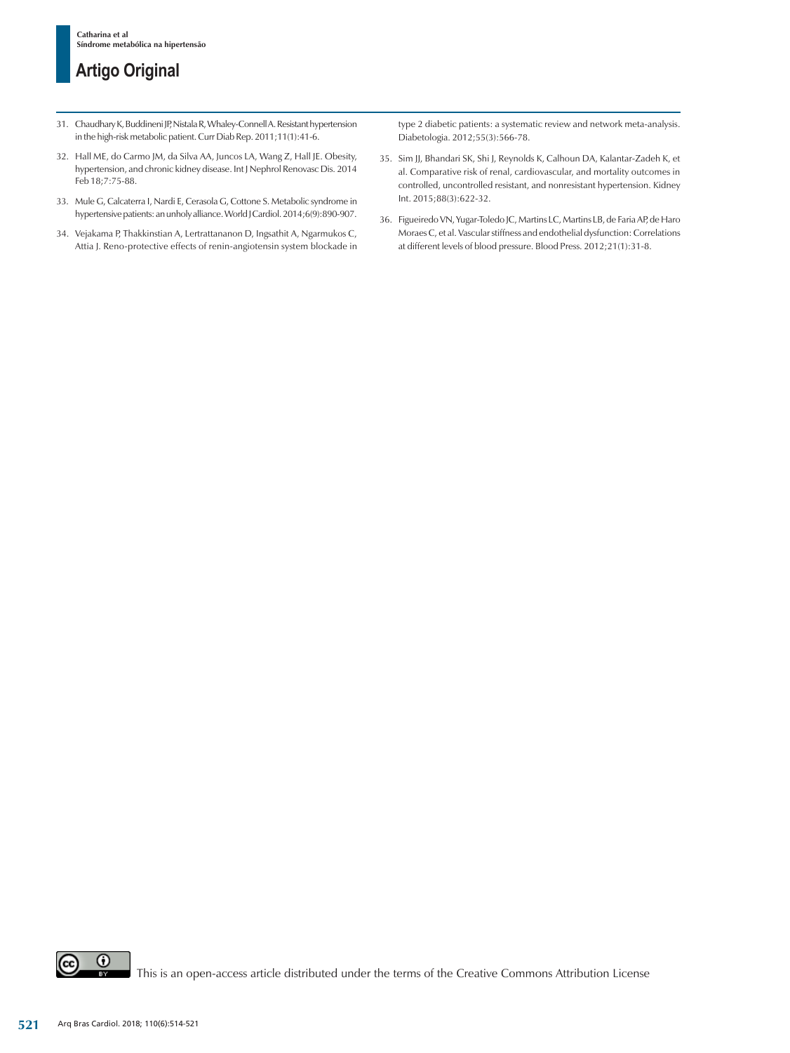31. Chaudhary K, Buddineni JP, Nistala R, Whaley-Connell A. Resistant hypertension in the high-risk metabolic patient. Curr Diab Rep. 2011;11(1):41-6.

32. Hall ME, do Carmo JM, da Silva AA, Juncos LA, Wang Z, Hall JE. Obesity, hypertension, and chronic kidney disease. Int J Nephrol Renovasc Dis. 2014 Feb 18;7:75-88.

33. Mule G, Calcaterra I, Nardi E, Cerasola G, Cottone S. Metabolic syndrome in hypertensive patients: an unholy alliance. World J Cardiol. 2014;6(9):890-907.

34. Vejakama P, Thakkinstian A, Lertrattananon D, Ingsathit A, Ngarmukos C, Attia J. Reno-protective effects of renin-angiotensin system blockade in type 2 diabetic patients: a systematic review and network meta-analysis. Diabetologia. 2012;55(3):566-78.

35. Sim JJ, Bhandari SK, Shi J, Reynolds K, Calhoun DA, Kalantar-Zadeh K, et al. Comparative risk of renal, cardiovascular, and mortality outcomes in controlled, uncontrolled resistant, and nonresistant hypertension. Kidney Int. 2015;88(3):622-32.

36. Figueiredo VN, Yugar-Toledo JC, Martins LC, Martins LB, de Faria AP, de Haro Moraes C, et al. Vascular stiffness and endothelial dysfunction: Correlations at different levels of blood pressure. Blood Press. 2012;21(1):31-8.

This is an open-access article distributed under the terms of the Creative Commons Attribution License